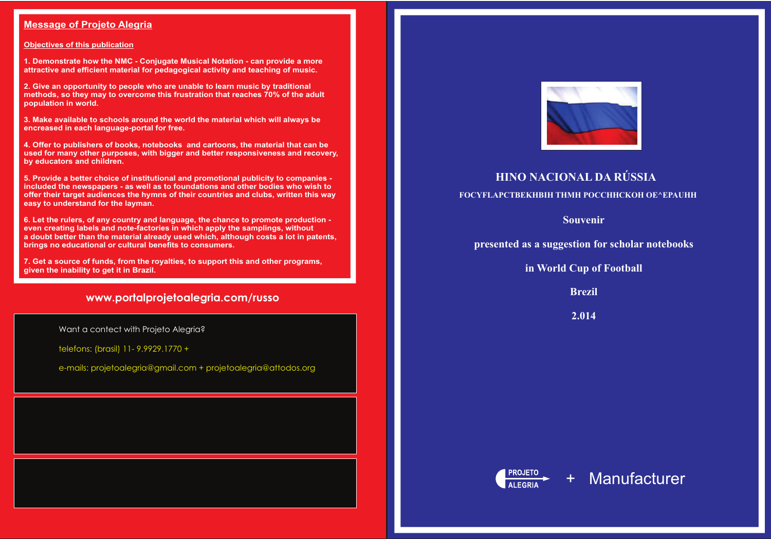## Message of Projeto Alegria

### Objectives of this publication

1. Demonstrate how the NMC - Conjugate Musical Notation - can provide a more attractive and efficient material for pedagogical activity and teaching of music.

2. Give an opportunity to people who are unable to learn music by traditional methods, so they may to overcome this frustration that reaches 70% of the adult population in world.

3. Make available to schools around the world the material which will always be encreased in each language-portal for free.

4. Offer to publishers of books, notebooks and cartoons, the material that can be used for many other purposes, with bigger and better responsiveness and recovery, by educators and children.

5. Provide a better choice of institutional and promotional publicity to companies - included the newspapers - as well as to foundations and other bodies who wish to offer their target audiences the hymns of their countries and clubs, written this way easy to understand for the layman.

6. Let the rulers, of any country and language, the chance to promote production - even creating labels and note-factories in which apply the samplings, without a doubt better than the material already used which, although costs a lot in patents, brings no educational or cultural benefits to consumers.

7. Get a source of funds, from the royalties, to support this and other programs, given the inability to get it in Brazil.

**www.portalprojetoalegria.com/russo**

Want a contect with Projeto Alegria?

telefons: (brasil) 11- 9.9929.1770 +

e-mails: projetoalegria@gmail.com + projetoalegria@attodos.org

# HINO NACIONAL DA RÚSSIA

FOCYFLAPCTBEKHBIH THMH POCCHHCKOH OE^EPAUHH

**Souvenir**

**presented as a suggestion for scholar notebooks**

**in World Cup of Football**

**Brezil**

**2.014**

PROJETO ALEGRIA + Manufacturer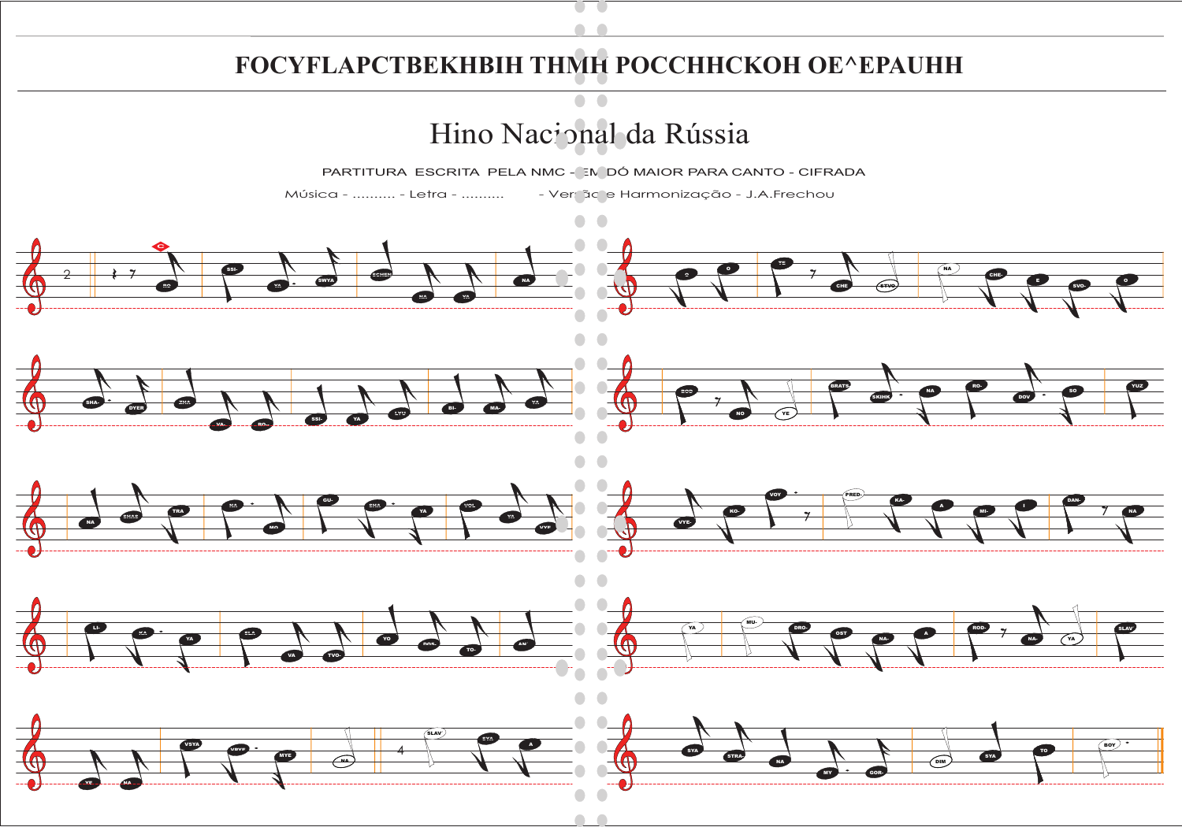# FOCYFLAPCTBEKHBIH THMH POCCHHCKOH OE^EPAUHH

## Hino Nacional da Rússia

PARTITURA ESCRITA PELA NMC - EM DÓ MAIOR PARA CANTO - CIFRADA

Música - .......... - Letra - .......... - Versão e Harmonização - J.A.Frechou